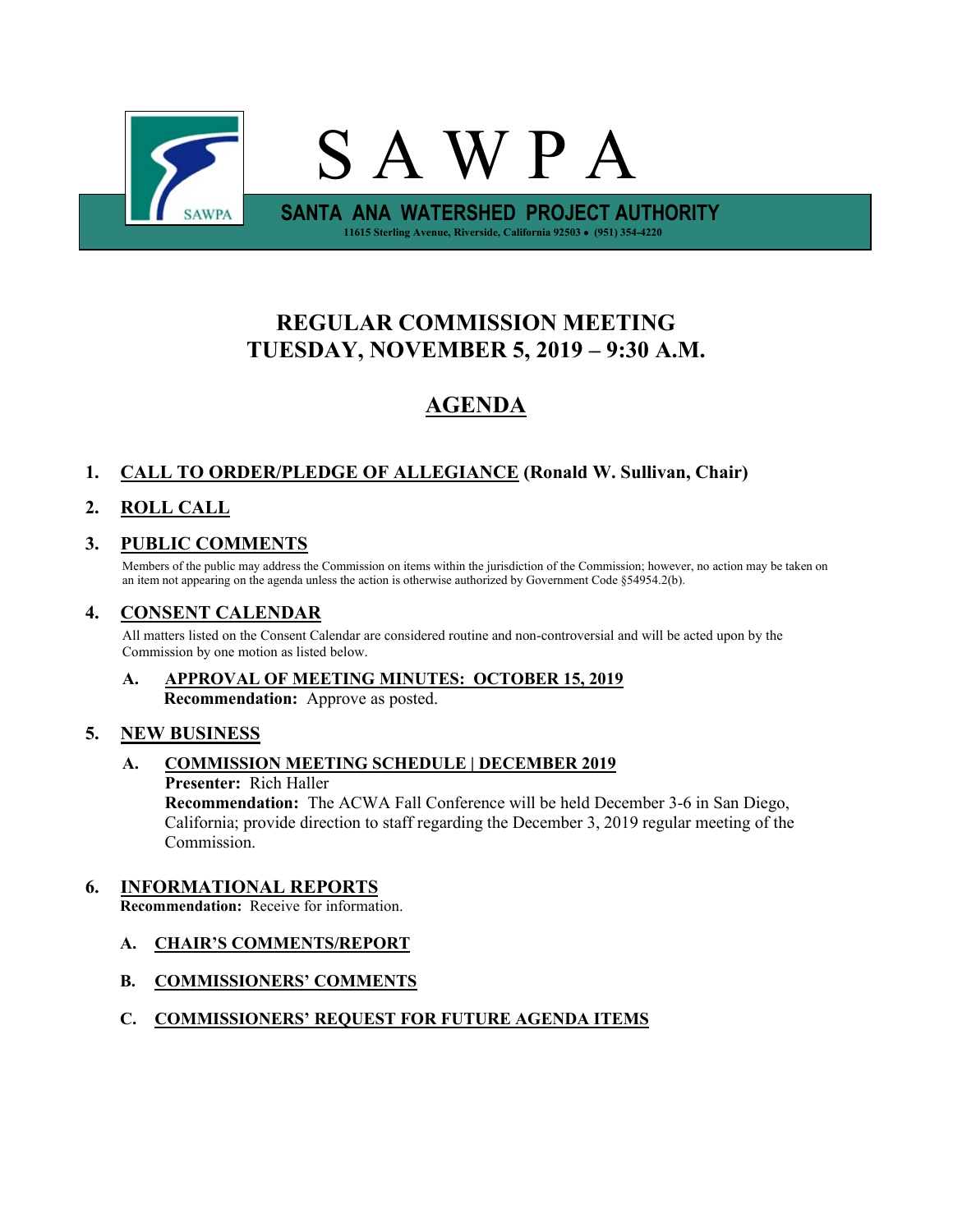# S A W P A

**SANTA ANA WATERSHED PROJECT AUTHORITY**

**11615 Sterling Avenue, Riverside, California 92503 • (951) 354-4220**

## REGULAR COMMISSION MEETING
## TUESDAY, NOVEMBER 5, 2019 – 9:30 A.M.

## AGENDA

**1. CALL TO ORDER/PLEDGE OF ALLEGIANCE (Ronald W. Sullivan, Chair)**

**2. ROLL CALL**

**3. PUBLIC COMMENTS**

Members of the public may address the Commission on items within the jurisdiction of the Commission; however, no action may be taken on an item not appearing on the agenda unless the action is otherwise authorized by Government Code §54954.2(b).

**4. CONSENT CALENDAR**

All matters listed on the Consent Calendar are considered routine and non-controversial and will be acted upon by the Commission by one motion as listed below.

**A. APPROVAL OF MEETING MINUTES: OCTOBER 15, 2019**
**Recommendation:** Approve as posted.

**5. NEW BUSINESS**

**A. COMMISSION MEETING SCHEDULE | DECEMBER 2019**
**Presenter:** Rich Haller
**Recommendation:** The ACWA Fall Conference will be held December 3-6 in San Diego, California; provide direction to staff regarding the December 3, 2019 regular meeting of the Commission.

**6. INFORMATIONAL REPORTS**
**Recommendation:** Receive for information.

**A. CHAIR'S COMMENTS/REPORT**

**B. COMMISSIONERS' COMMENTS**

**C. COMMISSIONERS' REQUEST FOR FUTURE AGENDA ITEMS**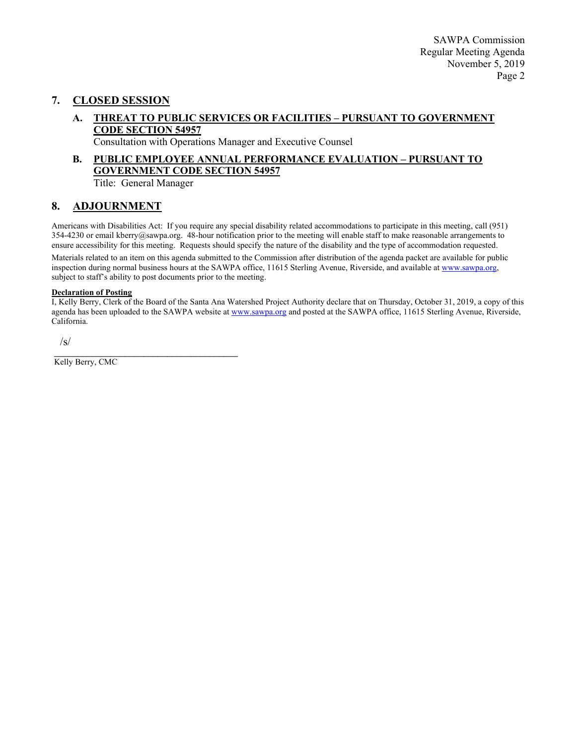## 7. CLOSED SESSION

### A. THREAT TO PUBLIC SERVICES OR FACILITIES – PURSUANT TO GOVERNMENT CODE SECTION 54957

Consultation with Operations Manager and Executive Counsel

### B. PUBLIC EMPLOYEE ANNUAL PERFORMANCE EVALUATION – PURSUANT TO GOVERNMENT CODE SECTION 54957

Title: General Manager

## 8. ADJOURNMENT

Americans with Disabilities Act: If you require any special disability related accommodations to participate in this meeting, call (951) 354-4230 or email kberry@sawpa.org. 48-hour notification prior to the meeting will enable staff to make reasonable arrangements to ensure accessibility for this meeting. Requests should specify the nature of the disability and the type of accommodation requested.

Materials related to an item on this agenda submitted to the Commission after distribution of the agenda packet are available for public inspection during normal business hours at the SAWPA office, 11615 Sterling Avenue, Riverside, and available at www.sawpa.org, subject to staff's ability to post documents prior to the meeting.

**Declaration of Posting**

I, Kelly Berry, Clerk of the Board of the Santa Ana Watershed Project Authority declare that on Thursday, October 31, 2019, a copy of this agenda has been uploaded to the SAWPA website at www.sawpa.org and posted at the SAWPA office, 11615 Sterling Avenue, Riverside, California.

/s/

Kelly Berry, CMC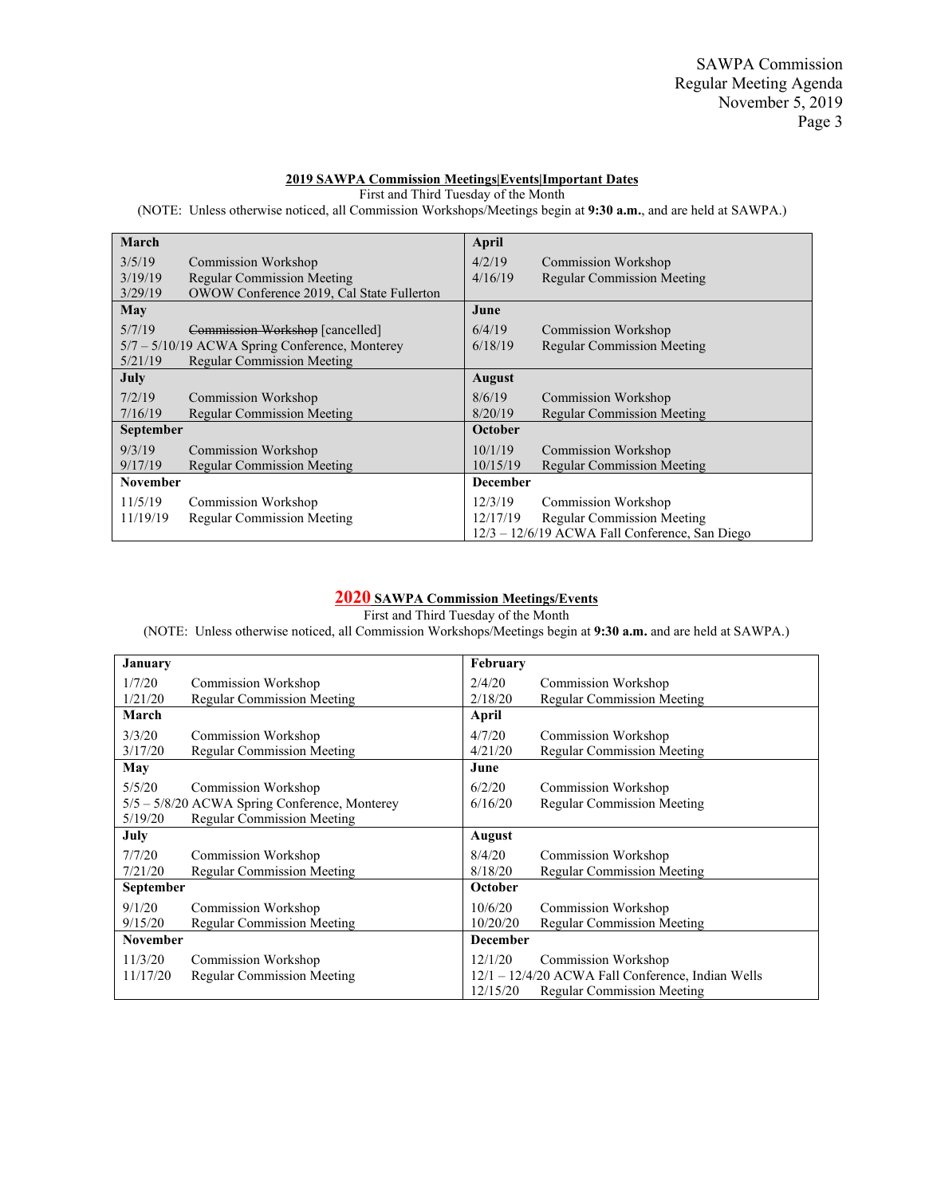**2019 SAWPA Commission Meetings|Events|Important Dates**

First and Third Tuesday of the Month

(NOTE: Unless otherwise noticed, all Commission Workshops/Meetings begin at **9:30 a.m.**, and are held at SAWPA.)

| | |
|---|---|
| **March** | **April** |
| 3/5/19 Commission Workshop<br>3/19/19 Regular Commission Meeting<br>3/29/19 OWOW Conference 2019, Cal State Fullerton | 4/2/19 Commission Workshop<br>4/16/19 Regular Commission Meeting |
| **May** | **June** |
| 5/7/19 ~~Commission Workshop~~ [cancelled]<br>5/7 – 5/10/19 ACWA Spring Conference, Monterey<br>5/21/19 Regular Commission Meeting | 6/4/19 Commission Workshop<br>6/18/19 Regular Commission Meeting |
| **July** | **August** |
| 7/2/19 Commission Workshop<br>7/16/19 Regular Commission Meeting | 8/6/19 Commission Workshop<br>8/20/19 Regular Commission Meeting |
| **September** | **October** |
| 9/3/19 Commission Workshop<br>9/17/19 Regular Commission Meeting | 10/1/19 Commission Workshop<br>10/15/19 Regular Commission Meeting |
| **November** | **December** |
| 11/5/19 Commission Workshop<br>11/19/19 Regular Commission Meeting | 12/3/19 Commission Workshop<br>12/17/19 Regular Commission Meeting<br>12/3 – 12/6/19 ACWA Fall Conference, San Diego |

**2020 SAWPA Commission Meetings/Events**

First and Third Tuesday of the Month

(NOTE: Unless otherwise noticed, all Commission Workshops/Meetings begin at **9:30 a.m.** and are held at SAWPA.)

| | |
|---|---|
| **January** | **February** |
| 1/7/20 Commission Workshop<br>1/21/20 Regular Commission Meeting | 2/4/20 Commission Workshop<br>2/18/20 Regular Commission Meeting |
| **March** | **April** |
| 3/3/20 Commission Workshop<br>3/17/20 Regular Commission Meeting | 4/7/20 Commission Workshop<br>4/21/20 Regular Commission Meeting |
| **May** | **June** |
| 5/5/20 Commission Workshop<br>5/5 – 5/8/20 ACWA Spring Conference, Monterey<br>5/19/20 Regular Commission Meeting | 6/2/20 Commission Workshop<br>6/16/20 Regular Commission Meeting |
| **July** | **August** |
| 7/7/20 Commission Workshop<br>7/21/20 Regular Commission Meeting | 8/4/20 Commission Workshop<br>8/18/20 Regular Commission Meeting |
| **September** | **October** |
| 9/1/20 Commission Workshop<br>9/15/20 Regular Commission Meeting | 10/6/20 Commission Workshop<br>10/20/20 Regular Commission Meeting |
| **November** | **December** |
| 11/3/20 Commission Workshop<br>11/17/20 Regular Commission Meeting | 12/1/20 Commission Workshop<br>12/1 – 12/4/20 ACWA Fall Conference, Indian Wells<br>12/15/20 Regular Commission Meeting |